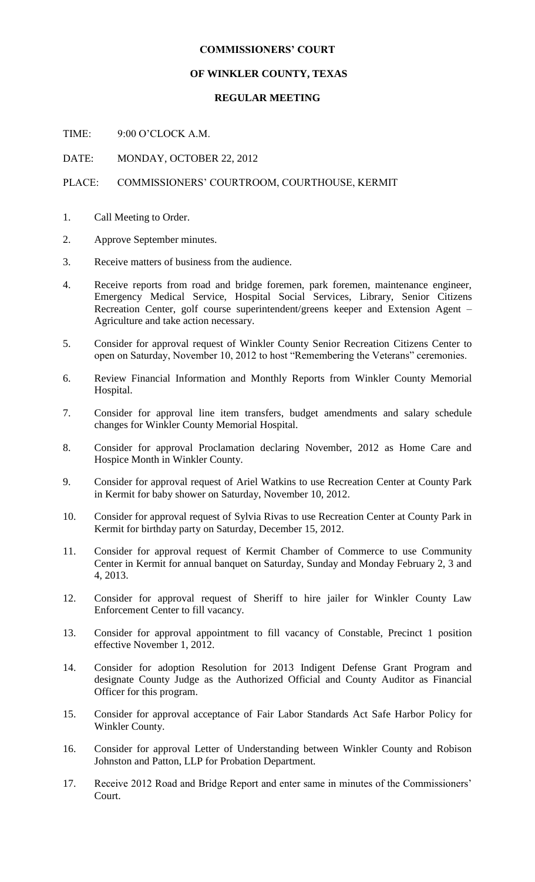# COMMISSIONERS' COURT

## OF WINKLER COUNTY, TEXAS

### REGULAR MEETING

TIME: 9:00 O'CLOCK A.M.

DATE: MONDAY, OCTOBER 22, 2012

PLACE: COMMISSIONERS' COURTROOM, COURTHOUSE, KERMIT

1. Call Meeting to Order.
2. Approve September minutes.
3. Receive matters of business from the audience.
4. Receive reports from road and bridge foremen, park foremen, maintenance engineer, Emergency Medical Service, Hospital Social Services, Library, Senior Citizens Recreation Center, golf course superintendent/greens keeper and Extension Agent – Agriculture and take action necessary.
5. Consider for approval request of Winkler County Senior Recreation Citizens Center to open on Saturday, November 10, 2012 to host "Remembering the Veterans" ceremonies.
6. Review Financial Information and Monthly Reports from Winkler County Memorial Hospital.
7. Consider for approval line item transfers, budget amendments and salary schedule changes for Winkler County Memorial Hospital.
8. Consider for approval Proclamation declaring November, 2012 as Home Care and Hospice Month in Winkler County.
9. Consider for approval request of Ariel Watkins to use Recreation Center at County Park in Kermit for baby shower on Saturday, November 10, 2012.
10. Consider for approval request of Sylvia Rivas to use Recreation Center at County Park in Kermit for birthday party on Saturday, December 15, 2012.
11. Consider for approval request of Kermit Chamber of Commerce to use Community Center in Kermit for annual banquet on Saturday, Sunday and Monday February 2, 3 and 4, 2013.
12. Consider for approval request of Sheriff to hire jailer for Winkler County Law Enforcement Center to fill vacancy.
13. Consider for approval appointment to fill vacancy of Constable, Precinct 1 position effective November 1, 2012.
14. Consider for adoption Resolution for 2013 Indigent Defense Grant Program and designate County Judge as the Authorized Official and County Auditor as Financial Officer for this program.
15. Consider for approval acceptance of Fair Labor Standards Act Safe Harbor Policy for Winkler County.
16. Consider for approval Letter of Understanding between Winkler County and Robison Johnston and Patton, LLP for Probation Department.
17. Receive 2012 Road and Bridge Report and enter same in minutes of the Commissioners' Court.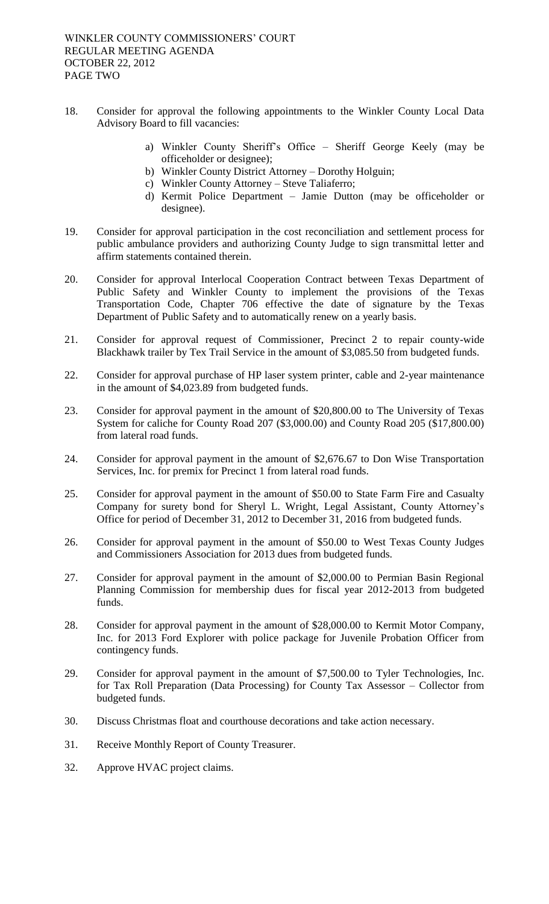18. Consider for approval the following appointments to the Winkler County Local Data Advisory Board to fill vacancies:

    a) Winkler County Sheriff's Office – Sheriff George Keely (may be officeholder or designee);
    b) Winkler County District Attorney – Dorothy Holguin;
    c) Winkler County Attorney – Steve Taliaferro;
    d) Kermit Police Department – Jamie Dutton (may be officeholder or designee).

19. Consider for approval participation in the cost reconciliation and settlement process for public ambulance providers and authorizing County Judge to sign transmittal letter and affirm statements contained therein.

20. Consider for approval Interlocal Cooperation Contract between Texas Department of Public Safety and Winkler County to implement the provisions of the Texas Transportation Code, Chapter 706 effective the date of signature by the Texas Department of Public Safety and to automatically renew on a yearly basis.

21. Consider for approval request of Commissioner, Precinct 2 to repair county-wide Blackhawk trailer by Tex Trail Service in the amount of $3,085.50 from budgeted funds.

22. Consider for approval purchase of HP laser system printer, cable and 2-year maintenance in the amount of $4,023.89 from budgeted funds.

23. Consider for approval payment in the amount of $20,800.00 to The University of Texas System for caliche for County Road 207 ($3,000.00) and County Road 205 ($17,800.00) from lateral road funds.

24. Consider for approval payment in the amount of $2,676.67 to Don Wise Transportation Services, Inc. for premix for Precinct 1 from lateral road funds.

25. Consider for approval payment in the amount of $50.00 to State Farm Fire and Casualty Company for surety bond for Sheryl L. Wright, Legal Assistant, County Attorney's Office for period of December 31, 2012 to December 31, 2016 from budgeted funds.

26. Consider for approval payment in the amount of $50.00 to West Texas County Judges and Commissioners Association for 2013 dues from budgeted funds.

27. Consider for approval payment in the amount of $2,000.00 to Permian Basin Regional Planning Commission for membership dues for fiscal year 2012-2013 from budgeted funds.

28. Consider for approval payment in the amount of $28,000.00 to Kermit Motor Company, Inc. for 2013 Ford Explorer with police package for Juvenile Probation Officer from contingency funds.

29. Consider for approval payment in the amount of $7,500.00 to Tyler Technologies, Inc. for Tax Roll Preparation (Data Processing) for County Tax Assessor – Collector from budgeted funds.

30. Discuss Christmas float and courthouse decorations and take action necessary.

31. Receive Monthly Report of County Treasurer.

32. Approve HVAC project claims.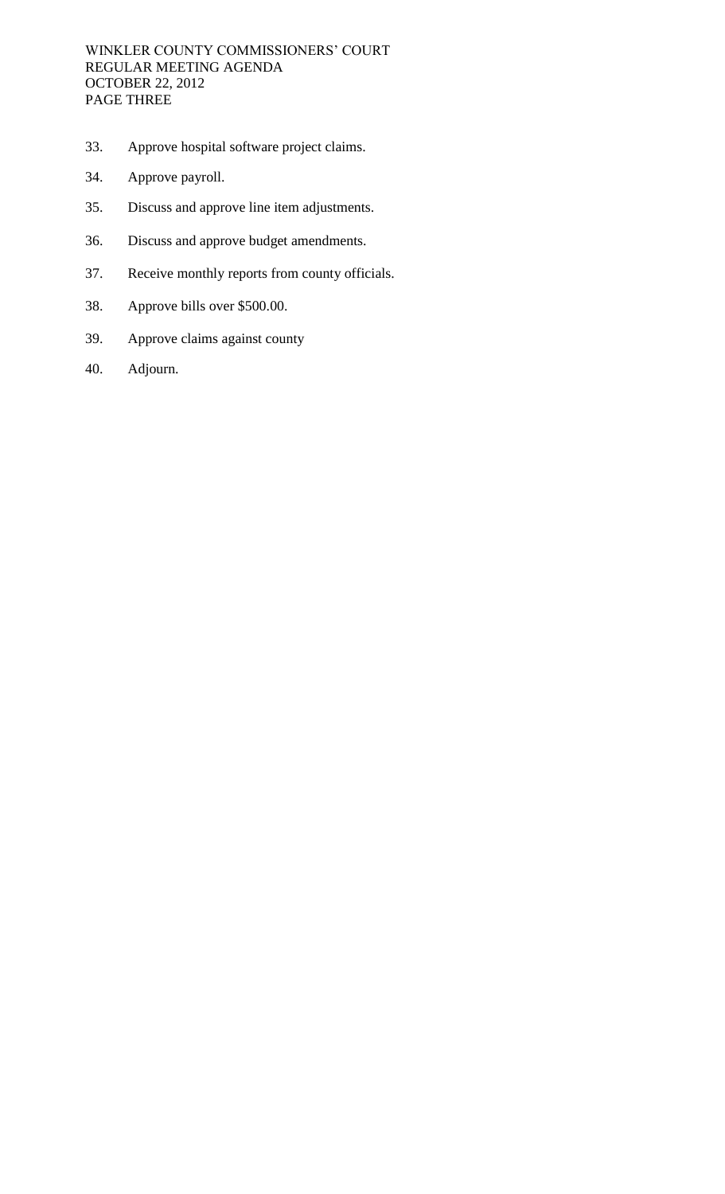33. Approve hospital software project claims.

34. Approve payroll.

35. Discuss and approve line item adjustments.

36. Discuss and approve budget amendments.

37. Receive monthly reports from county officials.

38. Approve bills over $500.00.

39. Approve claims against county

40. Adjourn.